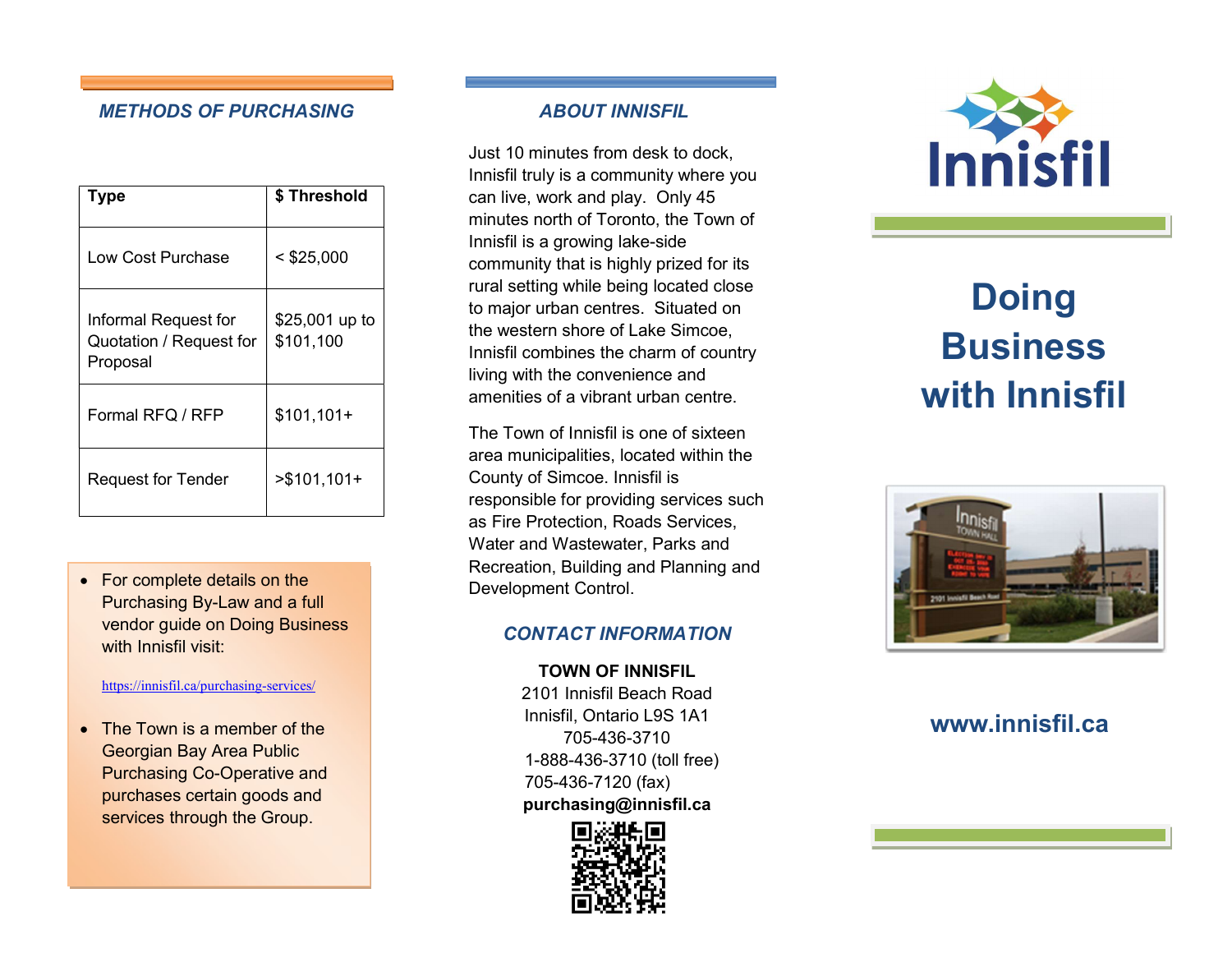## METHODS OF PURCHASING

| Type | $ Threshold |
|---|---|
| Low Cost Purchase | < $25,000 |
| Informal Request for Quotation / Request for Proposal | $25,001 up to $101,100 |
| Formal RFQ / RFP | $101,101+ |
| Request for Tender | >$101,101+ |

- For complete details on the Purchasing By-Law and a full vendor guide on Doing Business with Innisfil visit:

  https://innisfil.ca/purchasing-services/

- The Town is a member of the Georgian Bay Area Public Purchasing Co-Operative and purchases certain goods and services through the Group.

## ABOUT INNISFIL

Just 10 minutes from desk to dock, Innisfil truly is a community where you can live, work and play. Only 45 minutes north of Toronto, the Town of Innisfil is a growing lake-side community that is highly prized for its rural setting while being located close to major urban centres. Situated on the western shore of Lake Simcoe, Innisfil combines the charm of country living with the convenience and amenities of a vibrant urban centre.

The Town of Innisfil is one of sixteen area municipalities, located within the County of Simcoe. Innisfil is responsible for providing services such as Fire Protection, Roads Services, Water and Wastewater, Parks and Recreation, Building and Planning and Development Control.

## CONTACT INFORMATION

**TOWN OF INNISFIL**
2101 Innisfil Beach Road
Innisfil, Ontario L9S 1A1
705-436-3710
1-888-436-3710 (toll free)
705-436-7120 (fax)
**purchasing@innisfil.ca**

Innisfil

# Doing Business with Innisfil

**www.innisfil.ca**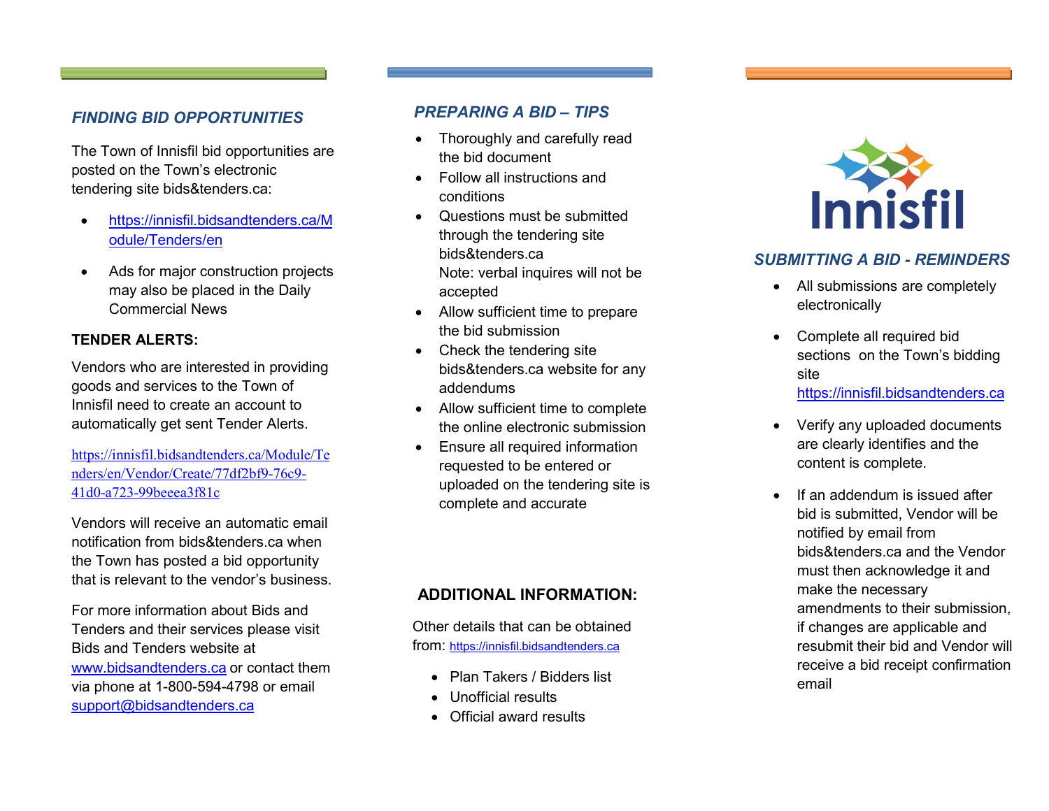## *FINDING BID OPPORTUNITIES*

The Town of Innisfil bid opportunities are posted on the Town's electronic tendering site bids&tenders.ca:

- https://innisfil.bidsandtenders.ca/Module/Tenders/en
- Ads for major construction projects may also be placed in the Daily Commercial News

**TENDER ALERTS:**

Vendors who are interested in providing goods and services to the Town of Innisfil need to create an account to automatically get sent Tender Alerts.

https://innisfil.bidsandtenders.ca/Module/Tenders/en/Vendor/Create/77df2bf9-76c9-41d0-a723-99beeea3f81c

Vendors will receive an automatic email notification from bids&tenders.ca when the Town has posted a bid opportunity that is relevant to the vendor's business.

For more information about Bids and Tenders and their services please visit Bids and Tenders website at www.bidsandtenders.ca or contact them via phone at 1-800-594-4798 or email support@bidsandtenders.ca

## *PREPARING A BID – TIPS*

- Thoroughly and carefully read the bid document
- Follow all instructions and conditions
- Questions must be submitted through the tendering site bids&tenders.ca
  Note: verbal inquires will not be accepted
- Allow sufficient time to prepare the bid submission
- Check the tendering site bids&tenders.ca website for any addendums
- Allow sufficient time to complete the online electronic submission
- Ensure all required information requested to be entered or uploaded on the tendering site is complete and accurate

**ADDITIONAL INFORMATION:**

Other details that can be obtained from: https://innisfil.bidsandtenders.ca

- Plan Takers / Bidders list
- Unofficial results
- Official award results

Innisfil

## *SUBMITTING A BID - REMINDERS*

- All submissions are completely electronically
- Complete all required bid sections on the Town's bidding site https://innisfil.bidsandtenders.ca
- Verify any uploaded documents are clearly identifies and the content is complete.
- If an addendum is issued after bid is submitted, Vendor will be notified by email from bids&tenders.ca and the Vendor must then acknowledge it and make the necessary amendments to their submission, if changes are applicable and resubmit their bid and Vendor will receive a bid receipt confirmation email